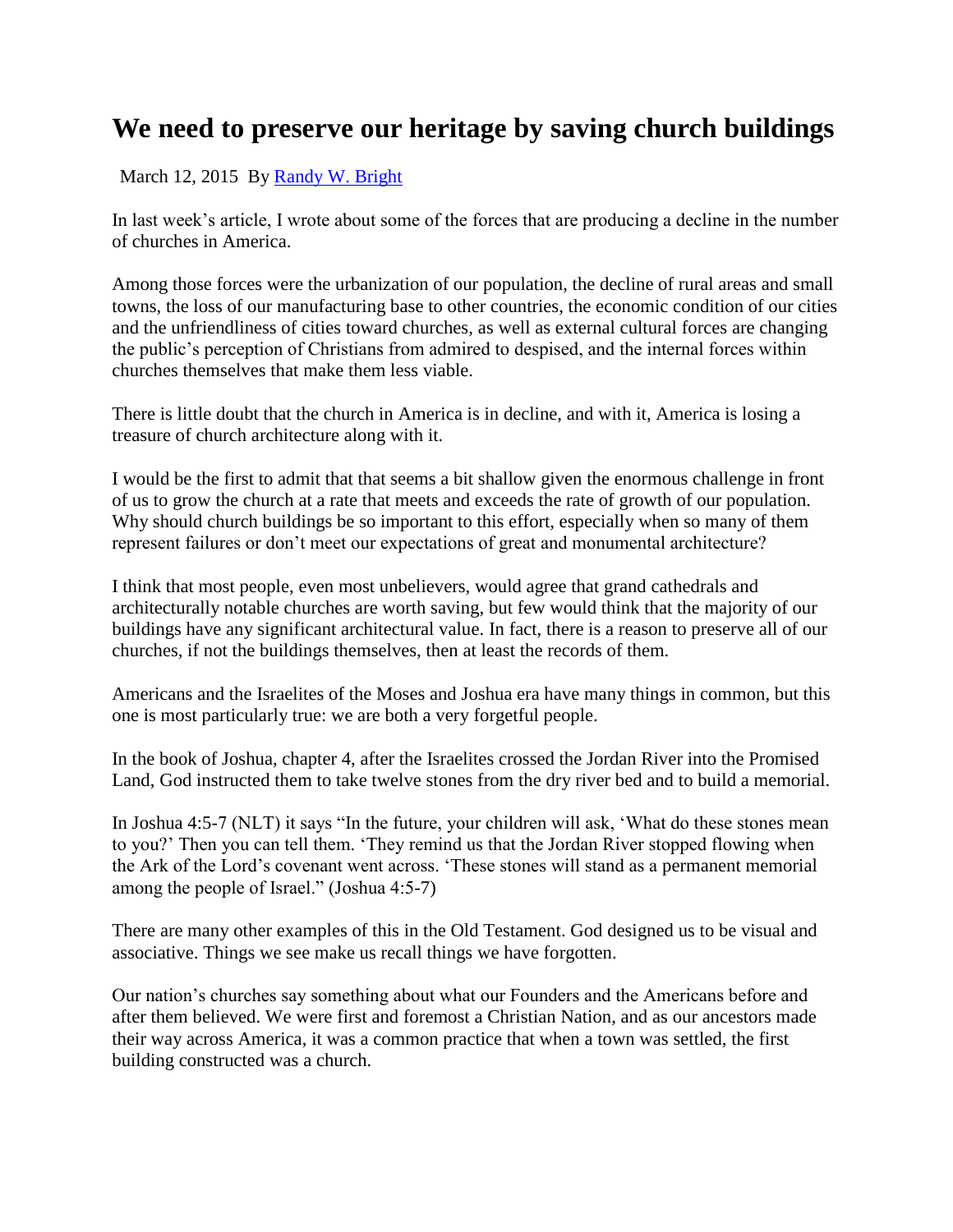# We need to preserve our heritage by saving church buildings

March 12, 2015 By [Randy W. Bright]

In last week's article, I wrote about some of the forces that are producing a decline in the number of churches in America.

Among those forces were the urbanization of our population, the decline of rural areas and small towns, the loss of our manufacturing base to other countries, the economic condition of our cities and the unfriendliness of cities toward churches, as well as external cultural forces are changing the public's perception of Christians from admired to despised, and the internal forces within churches themselves that make them less viable.

There is little doubt that the church in America is in decline, and with it, America is losing a treasure of church architecture along with it.

I would be the first to admit that that seems a bit shallow given the enormous challenge in front of us to grow the church at a rate that meets and exceeds the rate of growth of our population. Why should church buildings be so important to this effort, especially when so many of them represent failures or don't meet our expectations of great and monumental architecture?

I think that most people, even most unbelievers, would agree that grand cathedrals and architecturally notable churches are worth saving, but few would think that the majority of our buildings have any significant architectural value. In fact, there is a reason to preserve all of our churches, if not the buildings themselves, then at least the records of them.

Americans and the Israelites of the Moses and Joshua era have many things in common, but this one is most particularly true: we are both a very forgetful people.

In the book of Joshua, chapter 4, after the Israelites crossed the Jordan River into the Promised Land, God instructed them to take twelve stones from the dry river bed and to build a memorial.

In Joshua 4:5-7 (NLT) it says "In the future, your children will ask, 'What do these stones mean to you?' Then you can tell them. 'They remind us that the Jordan River stopped flowing when the Ark of the Lord's covenant went across. 'These stones will stand as a permanent memorial among the people of Israel." (Joshua 4:5-7)

There are many other examples of this in the Old Testament. God designed us to be visual and associative. Things we see make us recall things we have forgotten.

Our nation's churches say something about what our Founders and the Americans before and after them believed. We were first and foremost a Christian Nation, and as our ancestors made their way across America, it was a common practice that when a town was settled, the first building constructed was a church.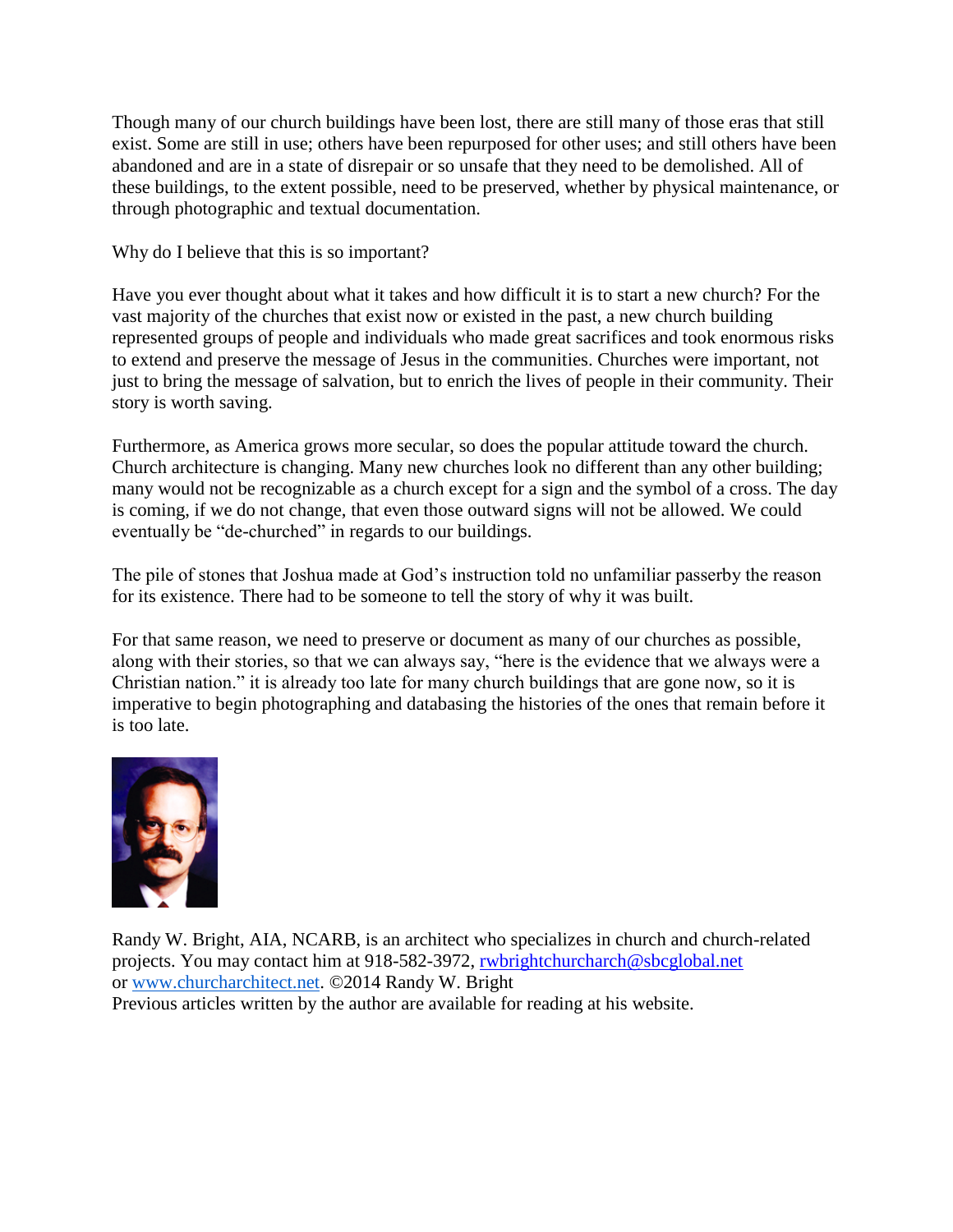Though many of our church buildings have been lost, there are still many of those eras that still exist. Some are still in use; others have been repurposed for other uses; and still others have been abandoned and are in a state of disrepair or so unsafe that they need to be demolished. All of these buildings, to the extent possible, need to be preserved, whether by physical maintenance, or through photographic and textual documentation.

Why do I believe that this is so important?

Have you ever thought about what it takes and how difficult it is to start a new church? For the vast majority of the churches that exist now or existed in the past, a new church building represented groups of people and individuals who made great sacrifices and took enormous risks to extend and preserve the message of Jesus in the communities. Churches were important, not just to bring the message of salvation, but to enrich the lives of people in their community. Their story is worth saving.

Furthermore, as America grows more secular, so does the popular attitude toward the church. Church architecture is changing. Many new churches look no different than any other building; many would not be recognizable as a church except for a sign and the symbol of a cross. The day is coming, if we do not change, that even those outward signs will not be allowed. We could eventually be "de-churched" in regards to our buildings.

The pile of stones that Joshua made at God's instruction told no unfamiliar passerby the reason for its existence. There had to be someone to tell the story of why it was built.

For that same reason, we need to preserve or document as many of our churches as possible, along with their stories, so that we can always say, "here is the evidence that we always were a Christian nation." it is already too late for many church buildings that are gone now, so it is imperative to begin photographing and databasing the histories of the ones that remain before it is too late.

Randy W. Bright, AIA, NCARB, is an architect who specializes in church and church-related projects. You may contact him at 918-582-3972, rwbrightchurcharch@sbcglobal.net or www.churcharchitect.net. ©2014 Randy W. Bright
Previous articles written by the author are available for reading at his website.